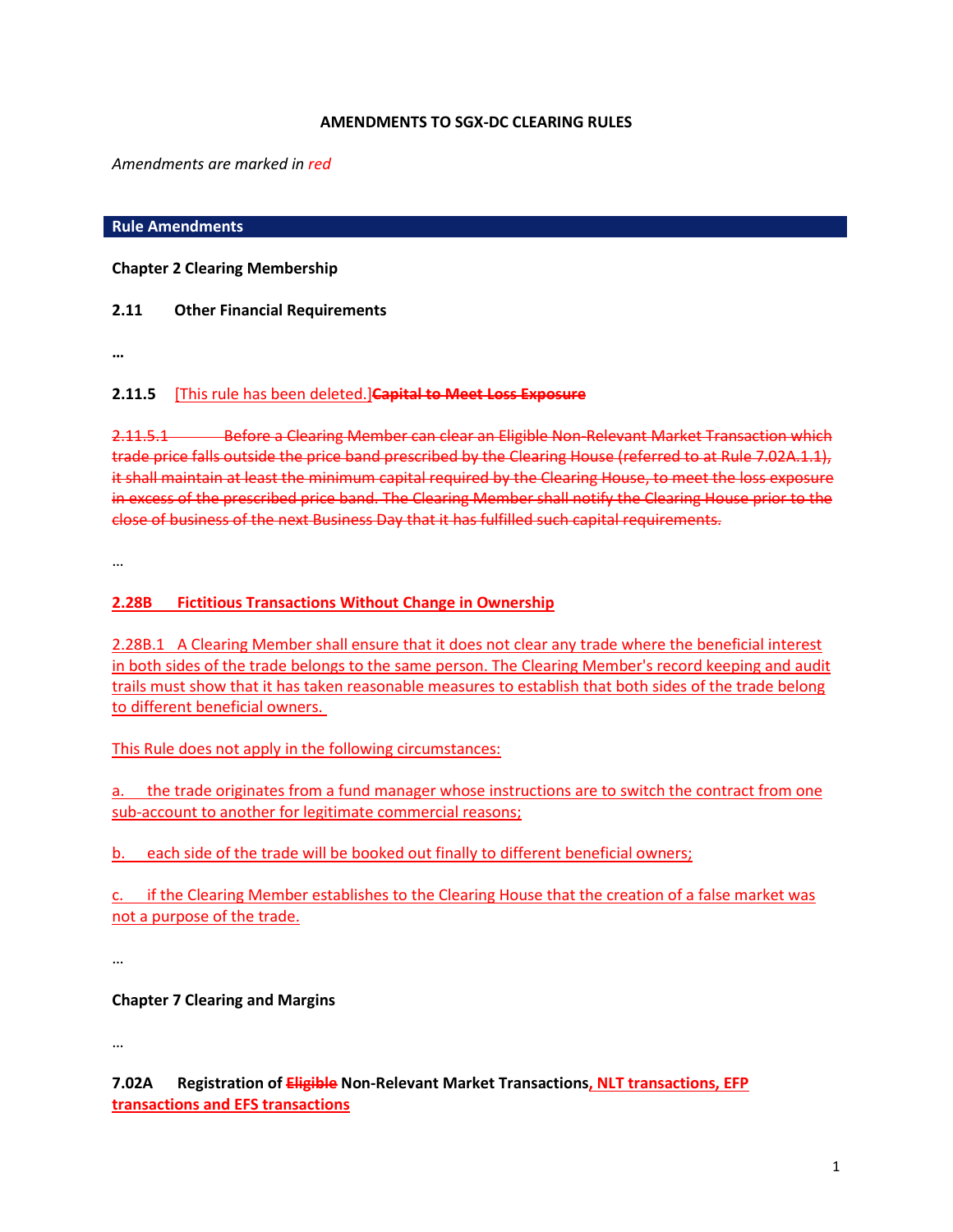**AMENDMENTS TO SGX-DC CLEARING RULES**

*Amendments are marked in red*

## Rule Amendments

**Chapter 2 Clearing Membership**

**2.11 Other Financial Requirements**

…

**2.11.5** [This rule has been deleted.]~~**Capital to Meet Loss Exposure**~~

~~2.11.5.1 Before a Clearing Member can clear an Eligible Non-Relevant Market Transaction which trade price falls outside the price band prescribed by the Clearing House (referred to at Rule 7.02A.1.1), it shall maintain at least the minimum capital required by the Clearing House, to meet the loss exposure in excess of the prescribed price band. The Clearing Member shall notify the Clearing House prior to the close of business of the next Business Day that it has fulfilled such capital requirements.~~

…

**2.28B Fictitious Transactions Without Change in Ownership**

2.28B.1 A Clearing Member shall ensure that it does not clear any trade where the beneficial interest in both sides of the trade belongs to the same person. The Clearing Member's record keeping and audit trails must show that it has taken reasonable measures to establish that both sides of the trade belong to different beneficial owners.

This Rule does not apply in the following circumstances:

a. the trade originates from a fund manager whose instructions are to switch the contract from one sub-account to another for legitimate commercial reasons;

b. each side of the trade will be booked out finally to different beneficial owners;

c. if the Clearing Member establishes to the Clearing House that the creation of a false market was not a purpose of the trade.

…

**Chapter 7 Clearing and Margins**

…

**7.02A Registration of ~~Eligible~~ Non-Relevant Market Transactions, NLT transactions, EFP transactions and EFS transactions**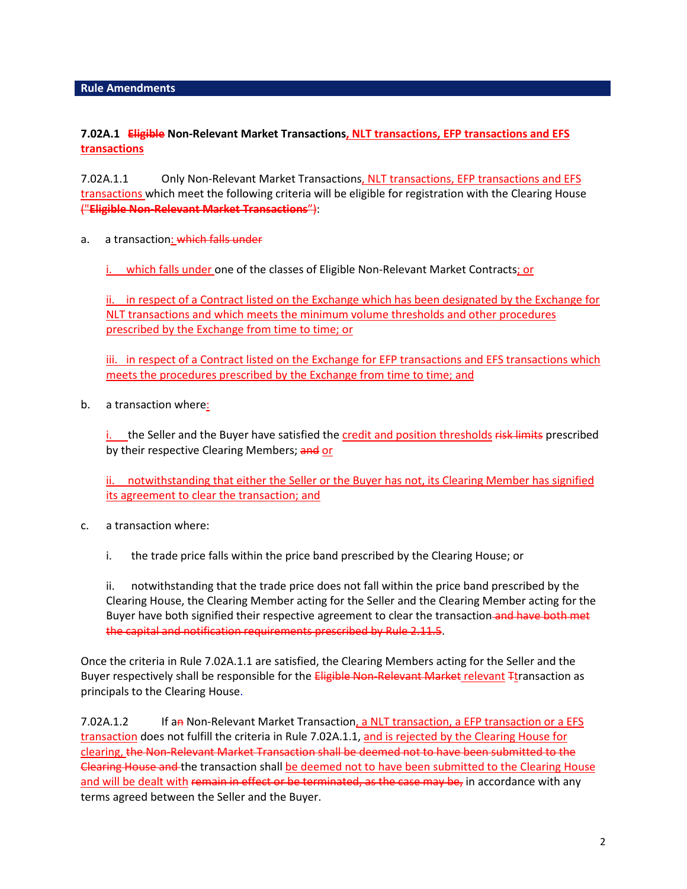## Rule Amendments

**7.02A.1 ~~Eligible~~ Non-Relevant Market Transactions<u>, NLT transactions, EFP transactions and EFS transactions</u>**

7.02A.1.1 Only Non-Relevant Market Transactions<u>, NLT transactions, EFP transactions and EFS transactions</u> which meet the following criteria will be eligible for registration with the Clearing House ~~("**Eligible Non-Relevant Market Transactions**")~~:

a. a transaction<u>:</u> ~~which falls under~~

   <u>i. which falls under</u> one of the classes of Eligible Non-Relevant Market Contracts<u>; or</u>

   <u>ii. in respect of a Contract listed on the Exchange which has been designated by the Exchange for NLT transactions and which meets the minimum volume thresholds and other procedures prescribed by the Exchange from time to time; or</u>

   <u>iii. in respect of a Contract listed on the Exchange for EFP transactions and EFS transactions which meets the procedures prescribed by the Exchange from time to time; and</u>

b. a transaction where<u>:</u>

   <u>i.</u> the Seller and the Buyer have satisfied the <u>credit and position thresholds</u> ~~risk limits~~ prescribed by their respective Clearing Members; ~~and~~ <u>or</u>

   <u>ii. notwithstanding that either the Seller or the Buyer has not, its Clearing Member has signified its agreement to clear the transaction; and</u>

c. a transaction where:

   i. the trade price falls within the price band prescribed by the Clearing House; or

   ii. notwithstanding that the trade price does not fall within the price band prescribed by the Clearing House, the Clearing Member acting for the Seller and the Clearing Member acting for the Buyer have both signified their respective agreement to clear the transaction ~~and have both met the capital and notification requirements prescribed by Rule 2.11.5~~.

Once the criteria in Rule 7.02A.1.1 are satisfied, the Clearing Members acting for the Seller and the Buyer respectively shall be responsible for the ~~Eligible Non-Relevant Market~~ <u>relevant</u> ~~T~~<u>t</u>ransaction as principals to the Clearing House.

7.02A.1.2 If a~~n~~ Non-Relevant Market Transaction<u>, a NLT transaction, a EFP transaction or a EFS transaction</u> does not fulfill the criteria in Rule 7.02A.1.1, <u>and is rejected by the Clearing House for clearing,</u> ~~the Non-Relevant Market Transaction shall be deemed not to have been submitted to the Clearing House and~~ the transaction shall <u>be deemed not to have been submitted to the Clearing House and will be dealt with</u> ~~remain in effect or be terminated, as the case may be,~~ in accordance with any terms agreed between the Seller and the Buyer.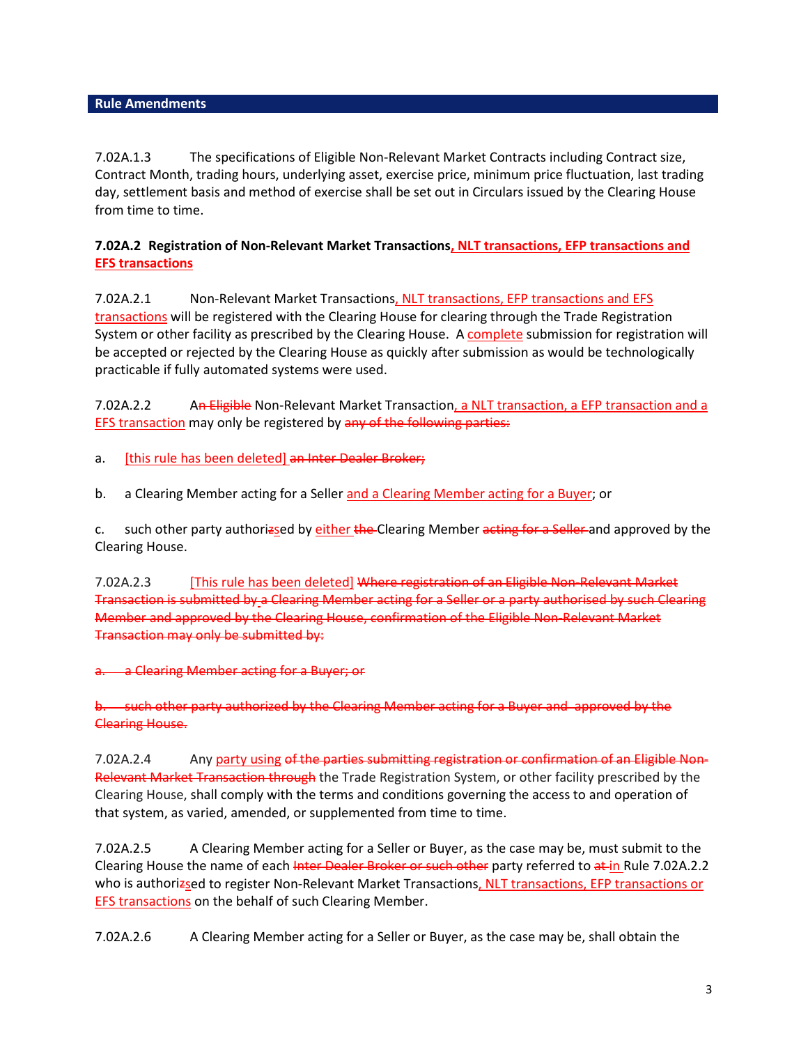## Rule Amendments

7.02A.1.3 The specifications of Eligible Non-Relevant Market Contracts including Contract size, Contract Month, trading hours, underlying asset, exercise price, minimum price fluctuation, last trading day, settlement basis and method of exercise shall be set out in Circulars issued by the Clearing House from time to time.

**7.02A.2 Registration of Non-Relevant Market Transactions<u>, NLT transactions, EFP transactions and EFS transactions</u>**

7.02A.2.1 Non-Relevant Market Transactions<u>, NLT transactions, EFP transactions and EFS transactions</u> will be registered with the Clearing House for clearing through the Trade Registration System or other facility as prescribed by the Clearing House. A <u>complete</u> submission for registration will be accepted or rejected by the Clearing House as quickly after submission as would be technologically practicable if fully automated systems were used.

7.02A.2.2 A~~n Eligible~~ Non-Relevant Market Transaction<u>, a NLT transaction, a EFP transaction and a EFS transaction</u> may only be registered by ~~any of the following parties:~~

a. <u>[this rule has been deleted]</u> ~~an Inter Dealer Broker;~~

b. a Clearing Member acting for a Seller <u>and a Clearing Member acting for a Buyer</u>; or

c. such other party authori~~z~~<u>s</u>ed by <u>either</u> ~~the~~ Clearing Member ~~acting for a Seller~~ and approved by the Clearing House.

7.02A.2.3 <u>[This rule has been deleted]</u> ~~Where registration of an Eligible Non-Relevant Market Transaction is submitted by a Clearing Member acting for a Seller or a party authorised by such Clearing Member and approved by the Clearing House, confirmation of the Eligible Non-Relevant Market Transaction may only be submitted by:~~

~~a. a Clearing Member acting for a Buyer; or~~

~~b. such other party authorized by the Clearing Member acting for a Buyer and approved by the Clearing House.~~

7.02A.2.4 Any <u>party using</u> ~~of the parties submitting registration or confirmation of an Eligible Non-Relevant Market Transaction through~~ the Trade Registration System, or other facility prescribed by the Clearing House, shall comply with the terms and conditions governing the access to and operation of that system, as varied, amended, or supplemented from time to time.

7.02A.2.5 A Clearing Member acting for a Seller or Buyer, as the case may be, must submit to the Clearing House the name of each ~~Inter Dealer Broker or such other~~ party referred to ~~at~~ <u>in</u> Rule 7.02A.2.2 who is authori~~z~~<u>s</u>ed to register Non-Relevant Market Transactions<u>, NLT transactions, EFP transactions or EFS transactions</u> on the behalf of such Clearing Member.

7.02A.2.6 A Clearing Member acting for a Seller or Buyer, as the case may be, shall obtain the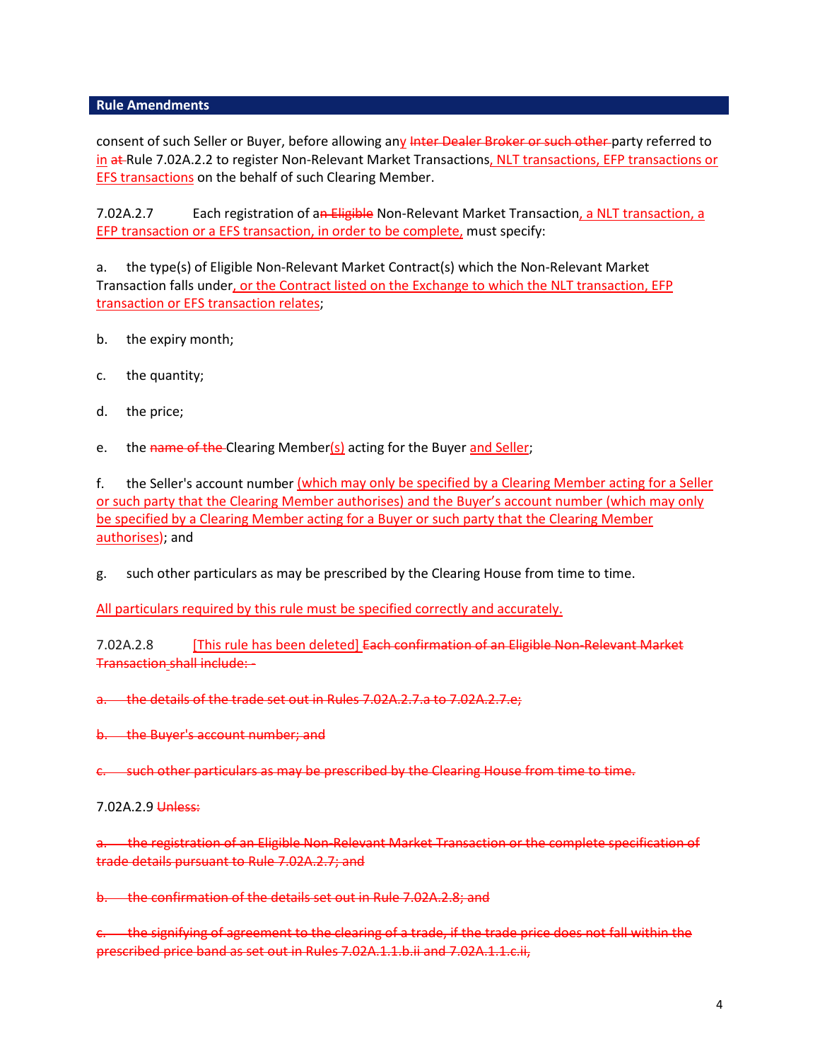## Rule Amendments

consent of such Seller or Buyer, before allowing an<u>y</u> ~~Inter Dealer Broker or such other~~ party referred to <u>in</u> ~~at~~ Rule 7.02A.2.2 to register Non-Relevant Market Transactions<u>, NLT transactions, EFP transactions or EFS transactions</u> on the behalf of such Clearing Member.

7.02A.2.7 Each registration of a~~n Eligible~~ Non-Relevant Market Transaction<u>, a NLT transaction, a EFP transaction or a EFS transaction, in order to be complete,</u> must specify:

a. the type(s) of Eligible Non-Relevant Market Contract(s) which the Non-Relevant Market Transaction falls under<u>, or the Contract listed on the Exchange to which the NLT transaction, EFP transaction or EFS transaction relates</u>;

b. the expiry month;

c. the quantity;

d. the price;

e. the ~~name of the~~ Clearing Member<u>(s)</u> acting for the Buyer <u>and Seller</u>;

f. the Seller's account number <u>(which may only be specified by a Clearing Member acting for a Seller or such party that the Clearing Member authorises) and the Buyer's account number (which may only be specified by a Clearing Member acting for a Buyer or such party that the Clearing Member authorises)</u>; and

g. such other particulars as may be prescribed by the Clearing House from time to time.

<u>All particulars required by this rule must be specified correctly and accurately.</u>

7.02A.2.8 <u>[This rule has been deleted]</u> ~~Each confirmation of an Eligible Non-Relevant Market Transaction shall include: -~~

~~a. the details of the trade set out in Rules 7.02A.2.7.a to 7.02A.2.7.e;~~

~~b. the Buyer's account number; and~~

~~c. such other particulars as may be prescribed by the Clearing House from time to time.~~

7.02A.2.9 ~~Unless:~~

~~a. the registration of an Eligible Non-Relevant Market Transaction or the complete specification of trade details pursuant to Rule 7.02A.2.7; and~~

~~b. the confirmation of the details set out in Rule 7.02A.2.8; and~~

~~c. the signifying of agreement to the clearing of a trade, if the trade price does not fall within the prescribed price band as set out in Rules 7.02A.1.1.b.ii and 7.02A.1.1.c.ii,~~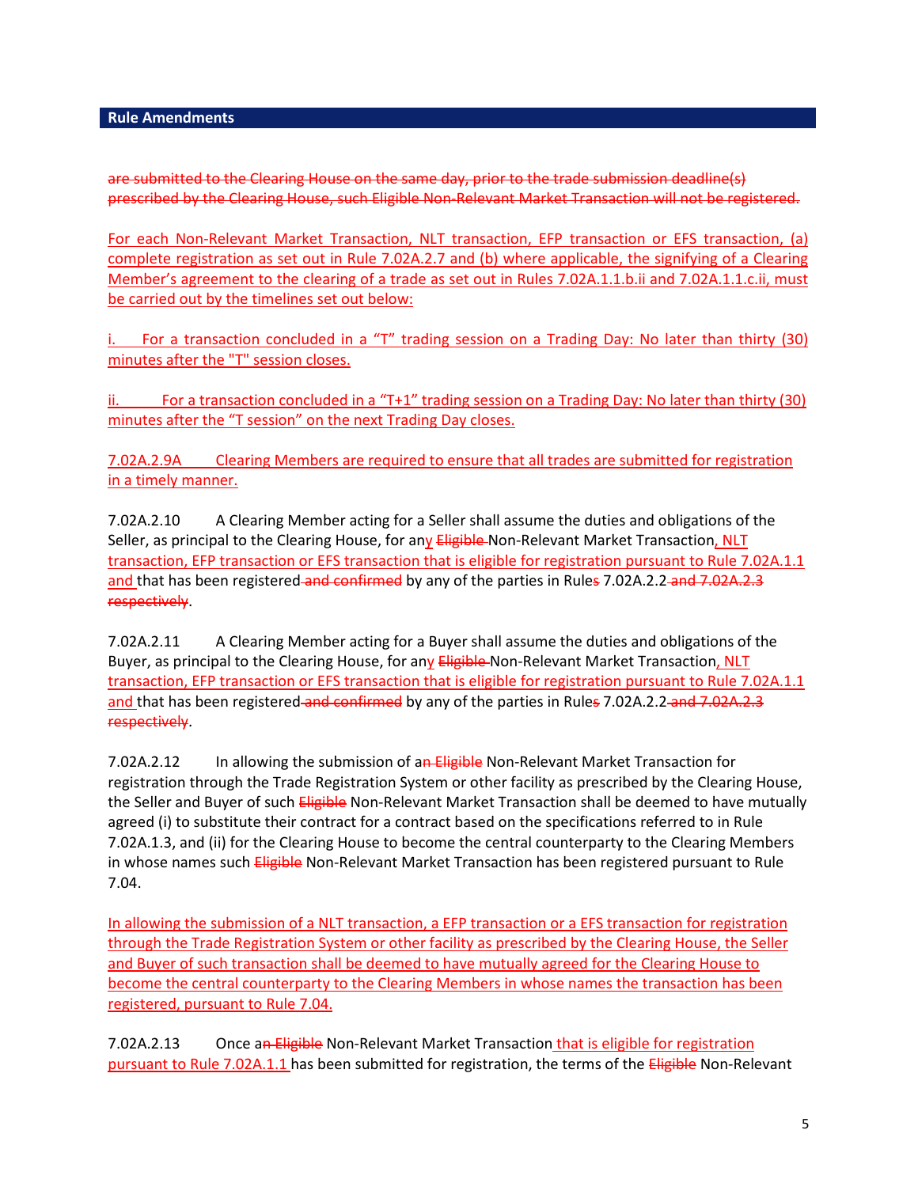**Rule Amendments**

~~are submitted to the Clearing House on the same day, prior to the trade submission deadline(s) prescribed by the Clearing House, such Eligible Non-Relevant Market Transaction will not be registered.~~

<u>For each Non-Relevant Market Transaction, NLT transaction, EFP transaction or EFS transaction, (a) complete registration as set out in Rule 7.02A.2.7 and (b) where applicable, the signifying of a Clearing Member's agreement to the clearing of a trade as set out in Rules 7.02A.1.1.b.ii and 7.02A.1.1.c.ii, must be carried out by the timelines set out below:</u>

<u>i. For a transaction concluded in a "T" trading session on a Trading Day: No later than thirty (30) minutes after the "T" session closes.</u>

<u>ii. For a transaction concluded in a "T+1" trading session on a Trading Day: No later than thirty (30) minutes after the "T session" on the next Trading Day closes.</u>

<u>7.02A.2.9A Clearing Members are required to ensure that all trades are submitted for registration in a timely manner.</u>

7.02A.2.10 A Clearing Member acting for a Seller shall assume the duties and obligations of the Seller, as principal to the Clearing House, for an<u>y</u> ~~Eligible~~ Non-Relevant Market Transaction<u>, NLT transaction, EFP transaction or EFS transaction that is eligible for registration pursuant to Rule 7.02A.1.1 and</u> that has been registered ~~and confirmed~~ by any of the parties in Rule~~s~~ 7.02A.2.2 ~~and 7.02A.2.3 respectively~~.

7.02A.2.11 A Clearing Member acting for a Buyer shall assume the duties and obligations of the Buyer, as principal to the Clearing House, for an<u>y</u> ~~Eligible~~ Non-Relevant Market Transaction<u>, NLT transaction, EFP transaction or EFS transaction that is eligible for registration pursuant to Rule 7.02A.1.1 and</u> that has been registered ~~and confirmed~~ by any of the parties in Rule~~s~~ 7.02A.2.2 ~~and 7.02A.2.3 respectively~~.

7.02A.2.12 In allowing the submission of a~~n Eligible~~ Non-Relevant Market Transaction for registration through the Trade Registration System or other facility as prescribed by the Clearing House, the Seller and Buyer of such ~~Eligible~~ Non-Relevant Market Transaction shall be deemed to have mutually agreed (i) to substitute their contract for a contract based on the specifications referred to in Rule 7.02A.1.3, and (ii) for the Clearing House to become the central counterparty to the Clearing Members in whose names such ~~Eligible~~ Non-Relevant Market Transaction has been registered pursuant to Rule 7.04.

<u>In allowing the submission of a NLT transaction, a EFP transaction or a EFS transaction for registration through the Trade Registration System or other facility as prescribed by the Clearing House, the Seller and Buyer of such transaction shall be deemed to have mutually agreed for the Clearing House to become the central counterparty to the Clearing Members in whose names the transaction has been registered, pursuant to Rule 7.04.</u>

7.02A.2.13 Once a~~n Eligible~~ Non-Relevant Market Transaction<u> that is eligible for registration pursuant to Rule 7.02A.1.1</u> has been submitted for registration, the terms of the ~~Eligible~~ Non-Relevant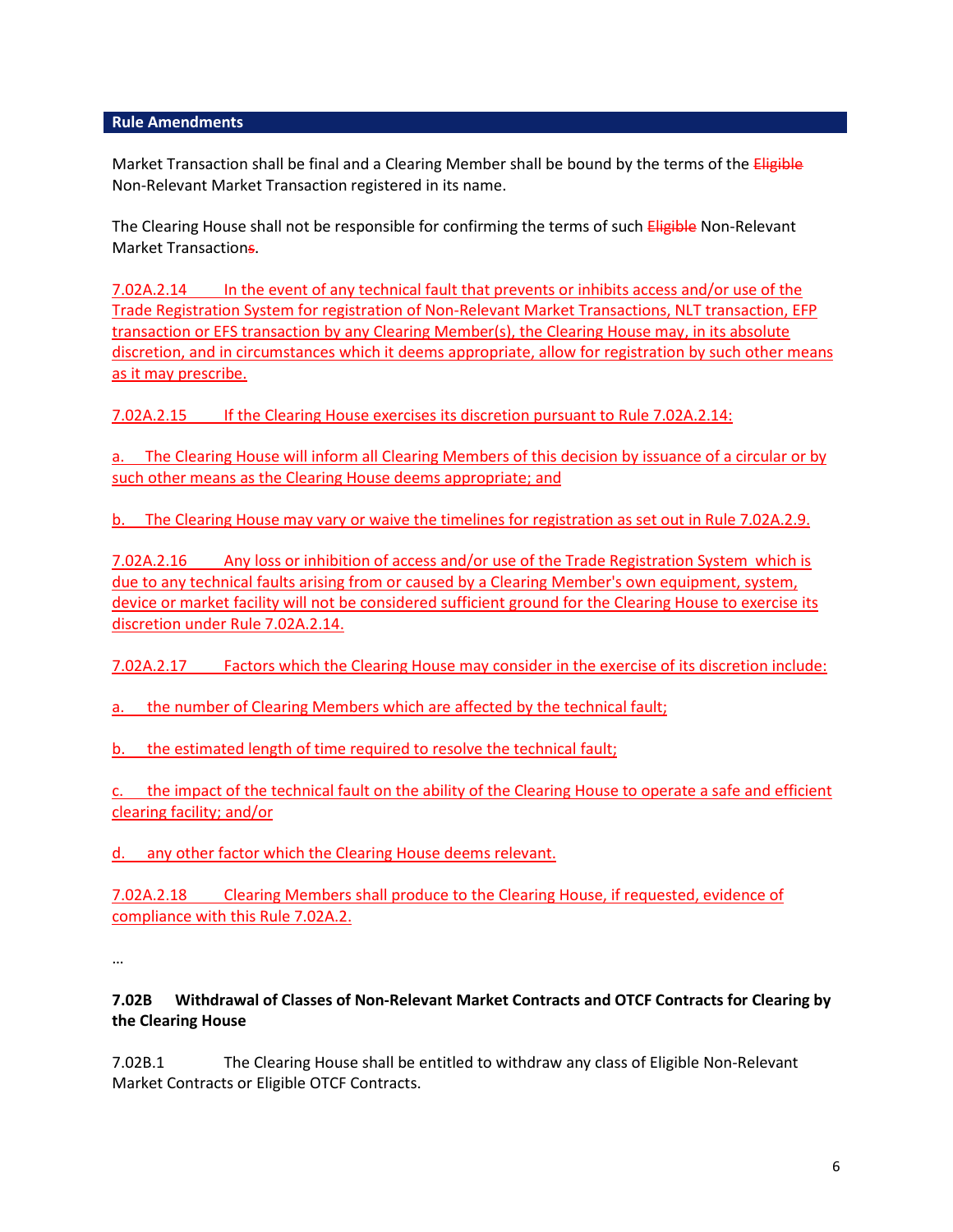**Rule Amendments**

Market Transaction shall be final and a Clearing Member shall be bound by the terms of the ~~Eligible~~ Non-Relevant Market Transaction registered in its name.

The Clearing House shall not be responsible for confirming the terms of such ~~Eligible~~ Non-Relevant Market Transaction~~s~~.

<u>7.02A.2.14 In the event of any technical fault that prevents or inhibits access and/or use of the Trade Registration System for registration of Non-Relevant Market Transactions, NLT transaction, EFP transaction or EFS transaction by any Clearing Member(s), the Clearing House may, in its absolute discretion, and in circumstances which it deems appropriate, allow for registration by such other means as it may prescribe.</u>

<u>7.02A.2.15 If the Clearing House exercises its discretion pursuant to Rule 7.02A.2.14:</u>

<u>a. The Clearing House will inform all Clearing Members of this decision by issuance of a circular or by such other means as the Clearing House deems appropriate; and</u>

<u>b. The Clearing House may vary or waive the timelines for registration as set out in Rule 7.02A.2.9.</u>

<u>7.02A.2.16 Any loss or inhibition of access and/or use of the Trade Registration System which is due to any technical faults arising from or caused by a Clearing Member's own equipment, system, device or market facility will not be considered sufficient ground for the Clearing House to exercise its discretion under Rule 7.02A.2.14.</u>

<u>7.02A.2.17 Factors which the Clearing House may consider in the exercise of its discretion include:</u>

<u>a. the number of Clearing Members which are affected by the technical fault;</u>

<u>b. the estimated length of time required to resolve the technical fault;</u>

<u>c. the impact of the technical fault on the ability of the Clearing House to operate a safe and efficient clearing facility; and/or</u>

<u>d. any other factor which the Clearing House deems relevant.</u>

<u>7.02A.2.18 Clearing Members shall produce to the Clearing House, if requested, evidence of compliance with this Rule 7.02A.2.</u>

…

**7.02B Withdrawal of Classes of Non-Relevant Market Contracts and OTCF Contracts for Clearing by the Clearing House**

7.02B.1 The Clearing House shall be entitled to withdraw any class of Eligible Non-Relevant Market Contracts or Eligible OTCF Contracts.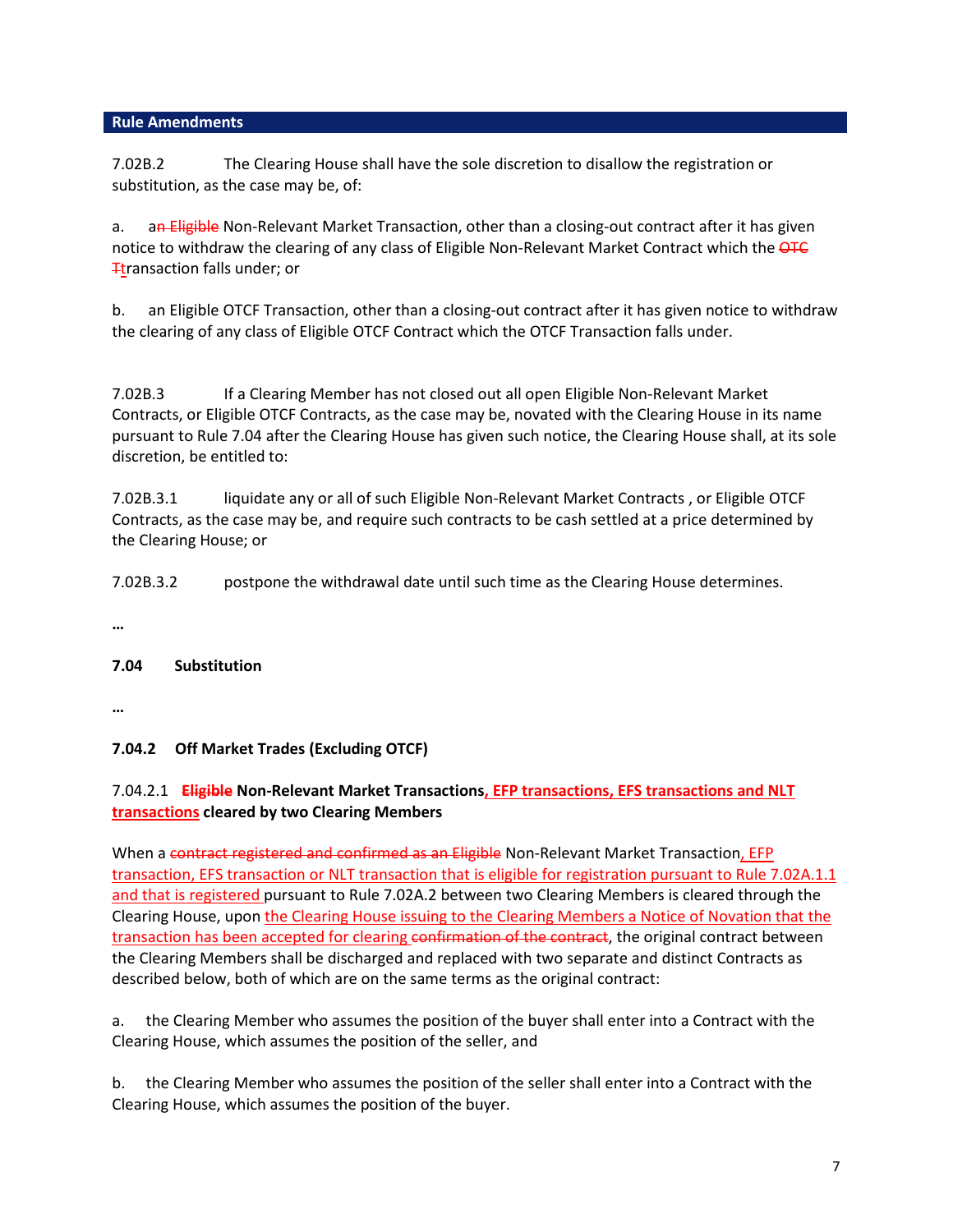## Rule Amendments

7.02B.2 The Clearing House shall have the sole discretion to disallow the registration or substitution, as the case may be, of:

a. a~~n Eligible~~ Non-Relevant Market Transaction, other than a closing-out contract after it has given notice to withdraw the clearing of any class of Eligible Non-Relevant Market Contract which the ~~OTC T~~transaction falls under; or

b. an Eligible OTCF Transaction, other than a closing-out contract after it has given notice to withdraw the clearing of any class of Eligible OTCF Contract which the OTCF Transaction falls under.

7.02B.3 If a Clearing Member has not closed out all open Eligible Non-Relevant Market Contracts, or Eligible OTCF Contracts, as the case may be, novated with the Clearing House in its name pursuant to Rule 7.04 after the Clearing House has given such notice, the Clearing House shall, at its sole discretion, be entitled to:

7.02B.3.1 liquidate any or all of such Eligible Non-Relevant Market Contracts , or Eligible OTCF Contracts, as the case may be, and require such contracts to be cash settled at a price determined by the Clearing House; or

7.02B.3.2 postpone the withdrawal date until such time as the Clearing House determines.

…

**7.04 Substitution**

…

**7.04.2 Off Market Trades (Excluding OTCF)**

7.04.2.1 **~~Eligible~~ Non-Relevant Market Transactions, EFP transactions, EFS transactions and NLT transactions cleared by two Clearing Members**

When a ~~contract registered and confirmed as an Eligible~~ Non-Relevant Market Transaction, EFP transaction, EFS transaction or NLT transaction that is eligible for registration pursuant to Rule 7.02A.1.1 and that is registered pursuant to Rule 7.02A.2 between two Clearing Members is cleared through the Clearing House, upon the Clearing House issuing to the Clearing Members a Notice of Novation that the transaction has been accepted for clearing ~~confirmation of the contract~~, the original contract between the Clearing Members shall be discharged and replaced with two separate and distinct Contracts as described below, both of which are on the same terms as the original contract:

a. the Clearing Member who assumes the position of the buyer shall enter into a Contract with the Clearing House, which assumes the position of the seller, and

b. the Clearing Member who assumes the position of the seller shall enter into a Contract with the Clearing House, which assumes the position of the buyer.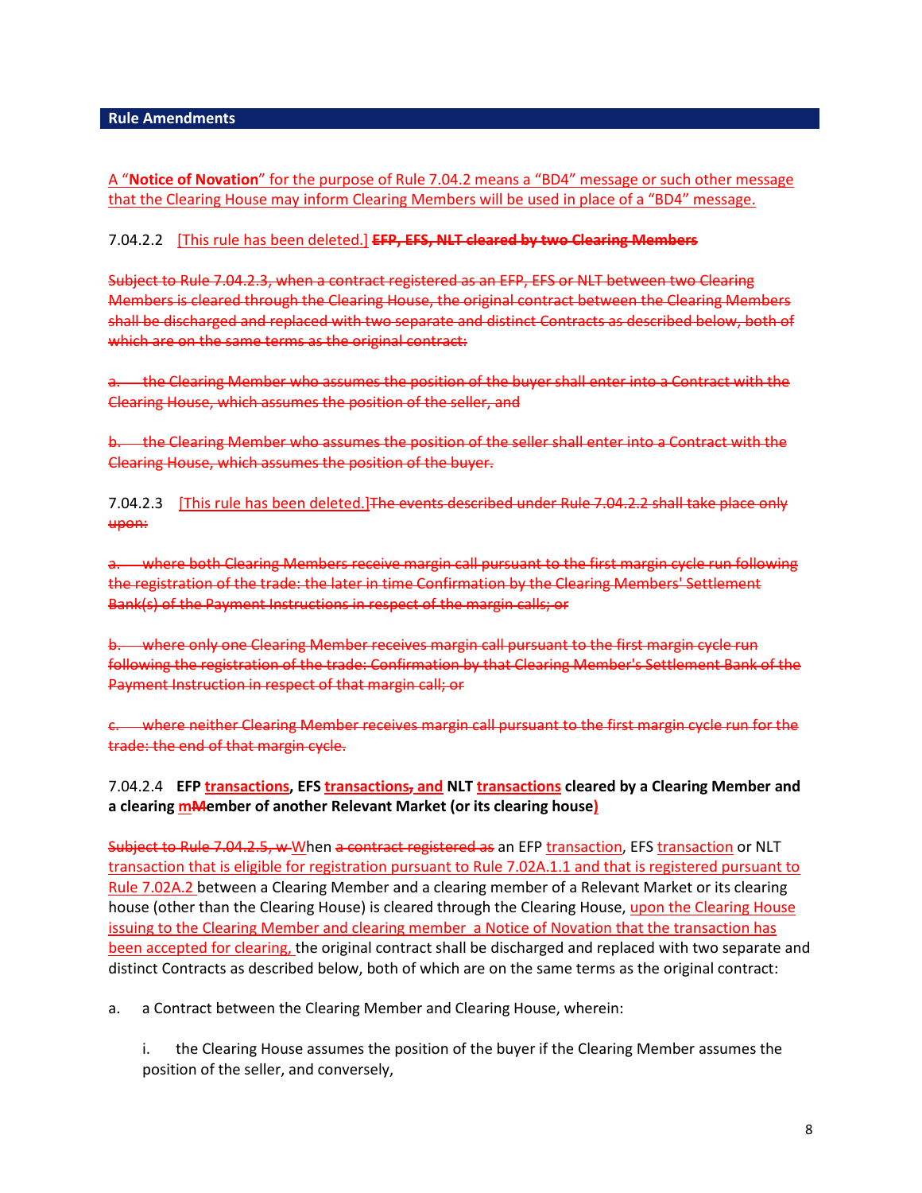## Rule Amendments

A "**Notice of Novation**" for the purpose of Rule 7.04.2 means a "BD4" message or such other message that the Clearing House may inform Clearing Members will be used in place of a "BD4" message.

7.04.2.2 [This rule has been deleted.] ~~**EFP, EFS, NLT cleared by two Clearing Members**~~

~~Subject to Rule 7.04.2.3, when a contract registered as an EFP, EFS or NLT between two Clearing Members is cleared through the Clearing House, the original contract between the Clearing Members shall be discharged and replaced with two separate and distinct Contracts as described below, both of which are on the same terms as the original contract:~~

~~a. the Clearing Member who assumes the position of the buyer shall enter into a Contract with the Clearing House, which assumes the position of the seller, and~~

~~b. the Clearing Member who assumes the position of the seller shall enter into a Contract with the Clearing House, which assumes the position of the buyer.~~

7.04.2.3 [This rule has been deleted.]~~The events described under Rule 7.04.2.2 shall take place only upon:~~

~~a. where both Clearing Members receive margin call pursuant to the first margin cycle run following the registration of the trade: the later in time Confirmation by the Clearing Members' Settlement Bank(s) of the Payment Instructions in respect of the margin calls; or~~

~~b. where only one Clearing Member receives margin call pursuant to the first margin cycle run following the registration of the trade: Confirmation by that Clearing Member's Settlement Bank of the Payment Instruction in respect of that margin call; or~~

~~c. where neither Clearing Member receives margin call pursuant to the first margin cycle run for the trade: the end of that margin cycle.~~

7.04.2.4 **EFP transactions, EFS transactions~~,~~ and NLT transactions cleared by a Clearing Member and a clearing m~~M~~ember of another Relevant Market (or its clearing house)**

~~Subject to Rule 7.04.2.5, w~~ When ~~a contract registered as~~ an EFP transaction, EFS transaction or NLT transaction that is eligible for registration pursuant to Rule 7.02A.1.1 and that is registered pursuant to Rule 7.02A.2 between a Clearing Member and a clearing member of a Relevant Market or its clearing house (other than the Clearing House) is cleared through the Clearing House, upon the Clearing House issuing to the Clearing Member and clearing member a Notice of Novation that the transaction has been accepted for clearing, the original contract shall be discharged and replaced with two separate and distinct Contracts as described below, both of which are on the same terms as the original contract:

a. a Contract between the Clearing Member and Clearing House, wherein:

   i. the Clearing House assumes the position of the buyer if the Clearing Member assumes the position of the seller, and conversely,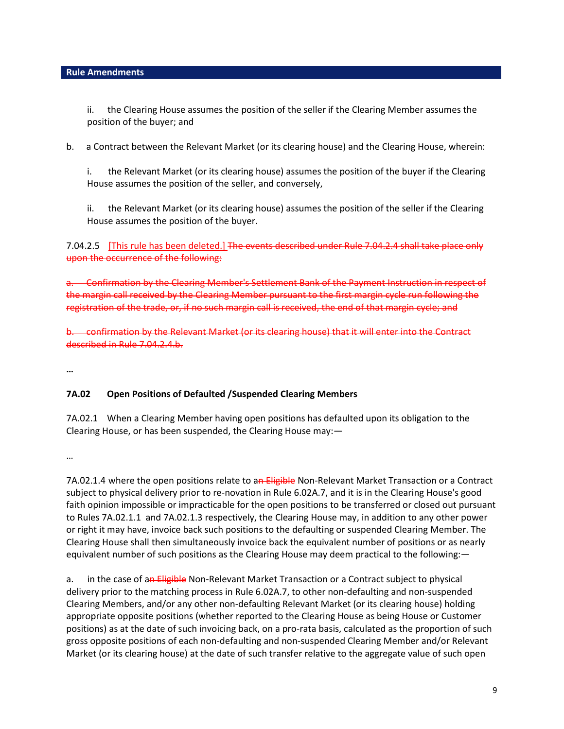**Rule Amendments**

ii. the Clearing House assumes the position of the seller if the Clearing Member assumes the position of the buyer; and

b. a Contract between the Relevant Market (or its clearing house) and the Clearing House, wherein:

i. the Relevant Market (or its clearing house) assumes the position of the buyer if the Clearing House assumes the position of the seller, and conversely,

ii. the Relevant Market (or its clearing house) assumes the position of the seller if the Clearing House assumes the position of the buyer.

7.04.2.5 [This rule has been deleted.] ~~The events described under Rule 7.04.2.4 shall take place only upon the occurrence of the following:~~

~~a. Confirmation by the Clearing Member's Settlement Bank of the Payment Instruction in respect of the margin call received by the Clearing Member pursuant to the first margin cycle run following the registration of the trade, or, if no such margin call is received, the end of that margin cycle; and~~

~~b. confirmation by the Relevant Market (or its clearing house) that it will enter into the Contract described in Rule 7.04.2.4.b.~~

…

**7A.02 Open Positions of Defaulted /Suspended Clearing Members**

7A.02.1 When a Clearing Member having open positions has defaulted upon its obligation to the Clearing House, or has been suspended, the Clearing House may:—

…

7A.02.1.4 where the open positions relate to a~~n Eligible~~ Non-Relevant Market Transaction or a Contract subject to physical delivery prior to re-novation in Rule 6.02A.7, and it is in the Clearing House's good faith opinion impossible or impracticable for the open positions to be transferred or closed out pursuant to Rules 7A.02.1.1 and 7A.02.1.3 respectively, the Clearing House may, in addition to any other power or right it may have, invoice back such positions to the defaulting or suspended Clearing Member. The Clearing House shall then simultaneously invoice back the equivalent number of positions or as nearly equivalent number of such positions as the Clearing House may deem practical to the following:—

a. in the case of a~~n Eligible~~ Non-Relevant Market Transaction or a Contract subject to physical delivery prior to the matching process in Rule 6.02A.7, to other non-defaulting and non-suspended Clearing Members, and/or any other non-defaulting Relevant Market (or its clearing house) holding appropriate opposite positions (whether reported to the Clearing House as being House or Customer positions) as at the date of such invoicing back, on a pro-rata basis, calculated as the proportion of such gross opposite positions of each non-defaulting and non-suspended Clearing Member and/or Relevant Market (or its clearing house) at the date of such transfer relative to the aggregate value of such open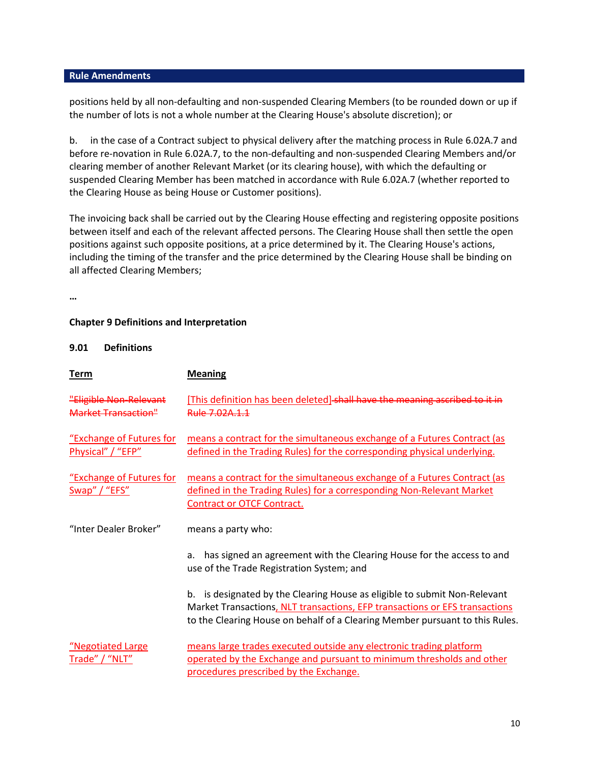**Rule Amendments**

positions held by all non-defaulting and non-suspended Clearing Members (to be rounded down or up if the number of lots is not a whole number at the Clearing House's absolute discretion); or

b. in the case of a Contract subject to physical delivery after the matching process in Rule 6.02A.7 and before re-novation in Rule 6.02A.7, to the non-defaulting and non-suspended Clearing Members and/or clearing member of another Relevant Market (or its clearing house), with which the defaulting or suspended Clearing Member has been matched in accordance with Rule 6.02A.7 (whether reported to the Clearing House as being House or Customer positions).

The invoicing back shall be carried out by the Clearing House effecting and registering opposite positions between itself and each of the relevant affected persons. The Clearing House shall then settle the open positions against such opposite positions, at a price determined by it. The Clearing House's actions, including the timing of the transfer and the price determined by the Clearing House shall be binding on all affected Clearing Members;

…

**Chapter 9 Definitions and Interpretation**

**9.01 Definitions**

| Term | Meaning |
|---|---|
| ~~"Eligible Non-Relevant Market Transaction"~~ | [This definition has been deleted] ~~shall have the meaning ascribed to it in Rule 7.02A.1.1~~ |
| "Exchange of Futures for Physical" / "EFP" | means a contract for the simultaneous exchange of a Futures Contract (as defined in the Trading Rules) for the corresponding physical underlying. |
| "Exchange of Futures for Swap" / "EFS" | means a contract for the simultaneous exchange of a Futures Contract (as defined in the Trading Rules) for a corresponding Non-Relevant Market Contract or OTCF Contract. |
| "Inter Dealer Broker" | means a party who:<br><br>a. has signed an agreement with the Clearing House for the access to and use of the Trade Registration System; and<br><br>b. is designated by the Clearing House as eligible to submit Non-Relevant Market Transactions, NLT transactions, EFP transactions or EFS transactions to the Clearing House on behalf of a Clearing Member pursuant to this Rules. |
| "Negotiated Large Trade" / "NLT" | means large trades executed outside any electronic trading platform operated by the Exchange and pursuant to minimum thresholds and other procedures prescribed by the Exchange. |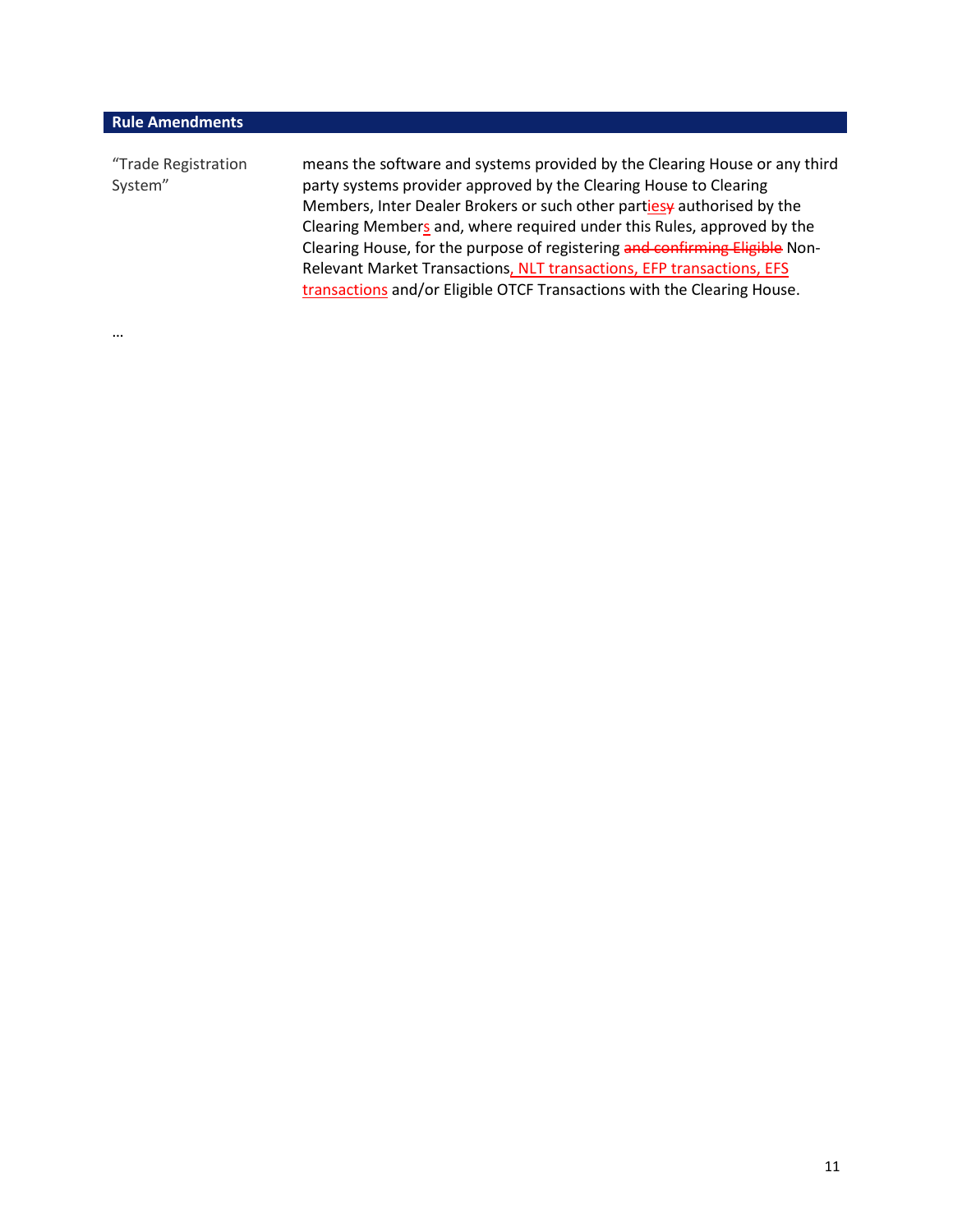## Rule Amendments

| | |
|---|---|
| "Trade Registration System" | means the software and systems provided by the Clearing House or any third party systems provider approved by the Clearing House to Clearing Members, Inter Dealer Brokers or such other parties~~y~~ authorised by the Clearing Members and, where required under this Rules, approved by the Clearing House, for the purpose of registering ~~and confirming Eligible~~ Non-Relevant Market Transactions, NLT transactions, EFP transactions, EFS transactions and/or Eligible OTCF Transactions with the Clearing House. |

…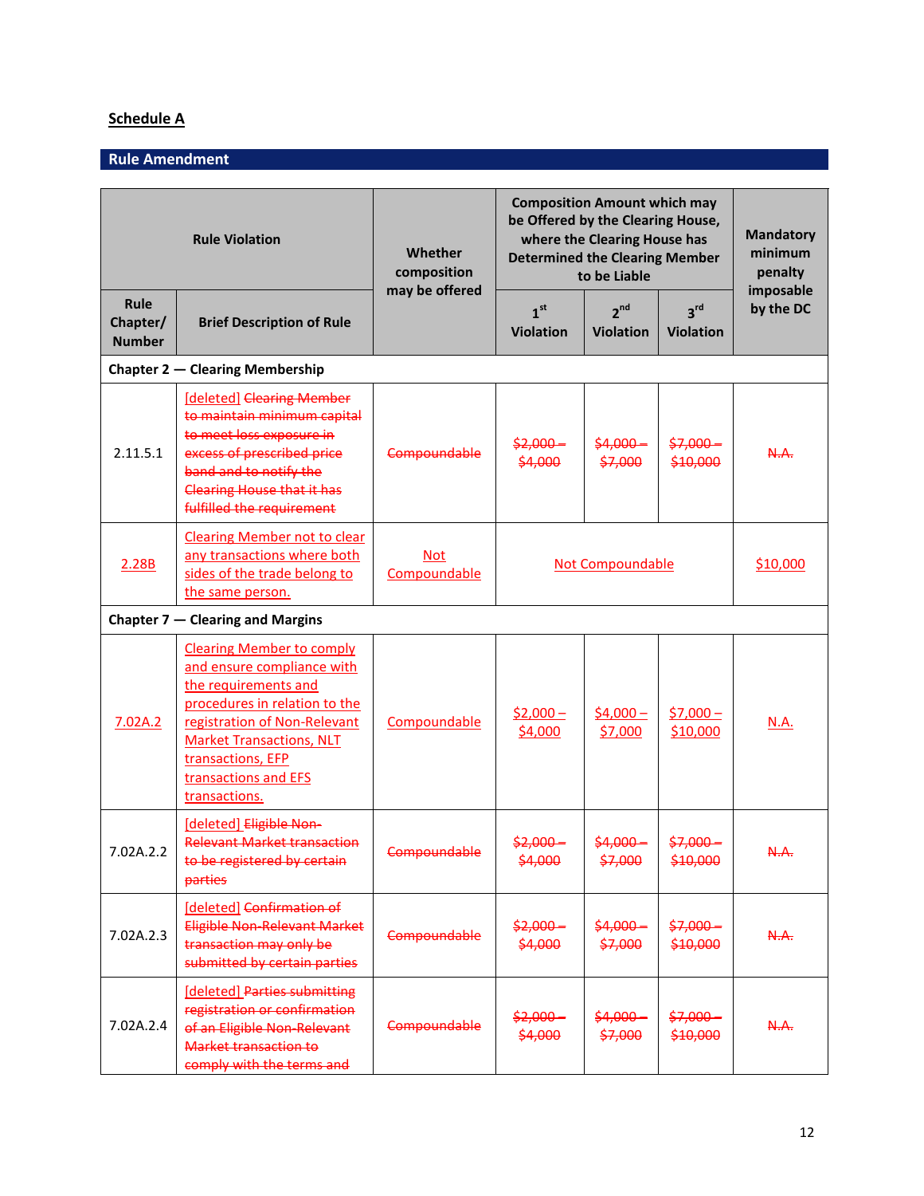**Schedule A**

## Rule Amendment

| Rule Violation | | Whether composition may be offered | Composition Amount which may be Offered by the Clearing House, where the Clearing House has Determined the Clearing Member to be Liable | | | Mandatory minimum penalty imposable by the DC |
|---|---|---|---|---|---|---|
| Rule Chapter/ Number | Brief Description of Rule | | 1st Violation | 2nd Violation | 3rd Violation | |
| **Chapter 2 — Clearing Membership** | | | | | | |
| 2.11.5.1 | [deleted] ~~Clearing Member to maintain minimum capital to meet loss exposure in excess of prescribed price band and to notify the Clearing House that it has fulfilled the requirement~~ | ~~Compoundable~~ | ~~$2,000 – $4,000~~ | ~~$4,000 – $7,000~~ | ~~$7,000 – $10,000~~ | ~~N.A.~~ |
| 2.28B | Clearing Member not to clear any transactions where both sides of the trade belong to the same person. | Not Compoundable | Not Compoundable | | | $10,000 |
| **Chapter 7 — Clearing and Margins** | | | | | | |
| 7.02A.2 | Clearing Member to comply and ensure compliance with the requirements and procedures in relation to the registration of Non-Relevant Market Transactions, NLT transactions, EFP transactions and EFS transactions. | Compoundable | $2,000 – $4,000 | $4,000 – $7,000 | $7,000 – $10,000 | N.A. |
| 7.02A.2.2 | [deleted] ~~Eligible Non-Relevant Market transaction to be registered by certain parties~~ | ~~Compoundable~~ | ~~$2,000 – $4,000~~ | ~~$4,000 – $7,000~~ | ~~$7,000 – $10,000~~ | ~~N.A.~~ |
| 7.02A.2.3 | [deleted] ~~Confirmation of Eligible Non-Relevant Market transaction may only be submitted by certain parties~~ | ~~Compoundable~~ | ~~$2,000 – $4,000~~ | ~~$4,000 – $7,000~~ | ~~$7,000 – $10,000~~ | ~~N.A.~~ |
| 7.02A.2.4 | [deleted] ~~Parties submitting registration or confirmation of an Eligible Non-Relevant Market transaction to comply with the terms and~~ | ~~Compoundable~~ | ~~$2,000 – $4,000~~ | ~~$4,000 – $7,000~~ | ~~$7,000 – $10,000~~ | ~~N.A.~~ |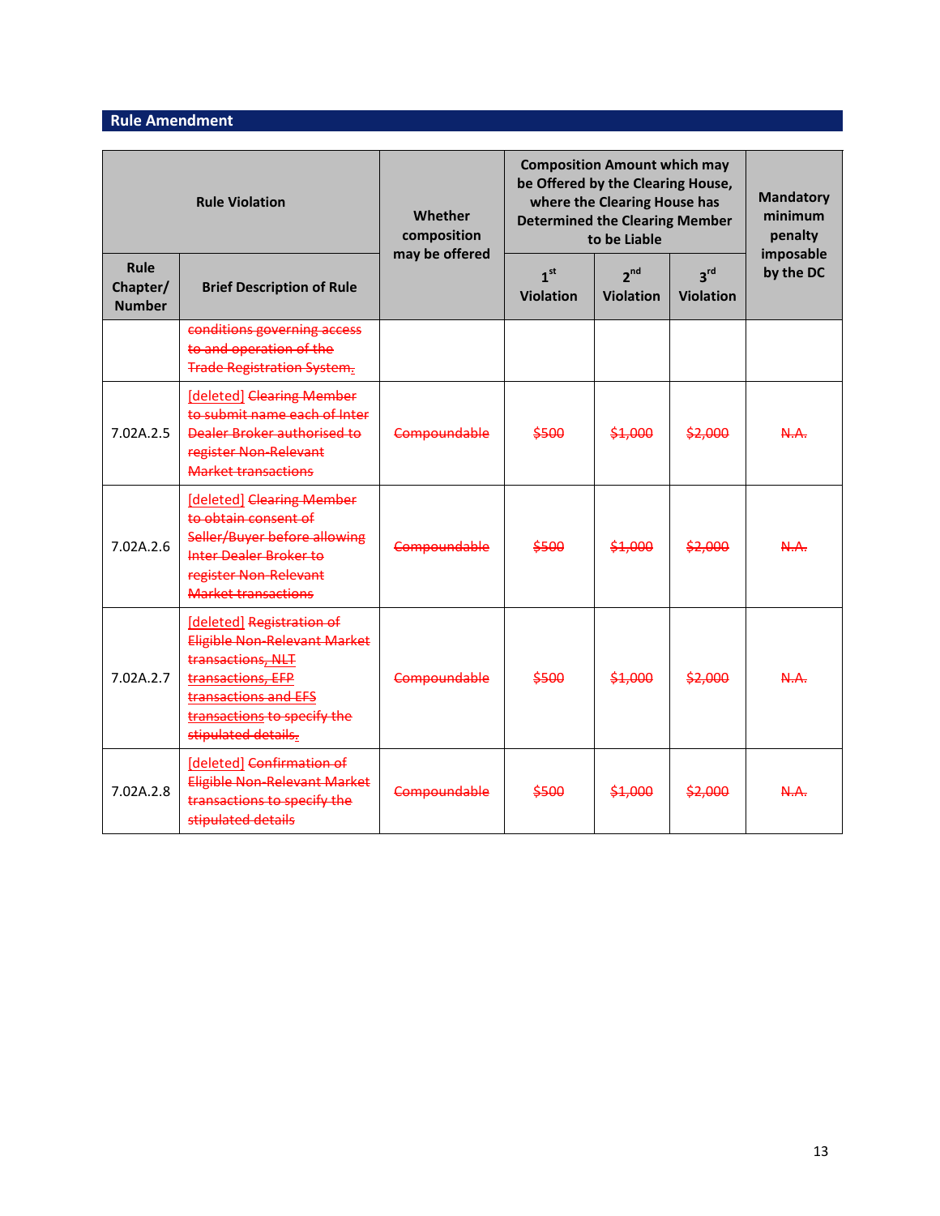## Rule Amendment

| Rule Violation | | Whether composition may be offered | Composition Amount which may be Offered by the Clearing House, where the Clearing House has Determined the Clearing Member to be Liable | | | Mandatory minimum penalty imposable by the DC |
|---|---|---|---|---|---|---|
| Rule Chapter/ Number | Brief Description of Rule | | 1st Violation | 2nd Violation | 3rd Violation | |
| | ~~conditions governing access to and operation of the Trade Registration System.~~ | | | | | |
| 7.02A.2.5 | [deleted] ~~Clearing Member to submit name each of Inter Dealer Broker authorised to register Non-Relevant Market transactions~~ | ~~Compoundable~~ | ~~$500~~ | ~~$1,000~~ | ~~$2,000~~ | ~~N.A.~~ |
| 7.02A.2.6 | [deleted] ~~Clearing Member to obtain consent of Seller/Buyer before allowing Inter Dealer Broker to register Non-Relevant Market transactions~~ | ~~Compoundable~~ | ~~$500~~ | ~~$1,000~~ | ~~$2,000~~ | ~~N.A.~~ |
| 7.02A.2.7 | [deleted] ~~Registration of Eligible Non-Relevant Market transactions, NLT transactions, EFP transactions and EFS transactions to specify the stipulated details.~~ | ~~Compoundable~~ | ~~$500~~ | ~~$1,000~~ | ~~$2,000~~ | ~~N.A.~~ |
| 7.02A.2.8 | [deleted] ~~Confirmation of Eligible Non-Relevant Market transactions to specify the stipulated details~~ | ~~Compoundable~~ | ~~$500~~ | ~~$1,000~~ | ~~$2,000~~ | ~~N.A.~~ |